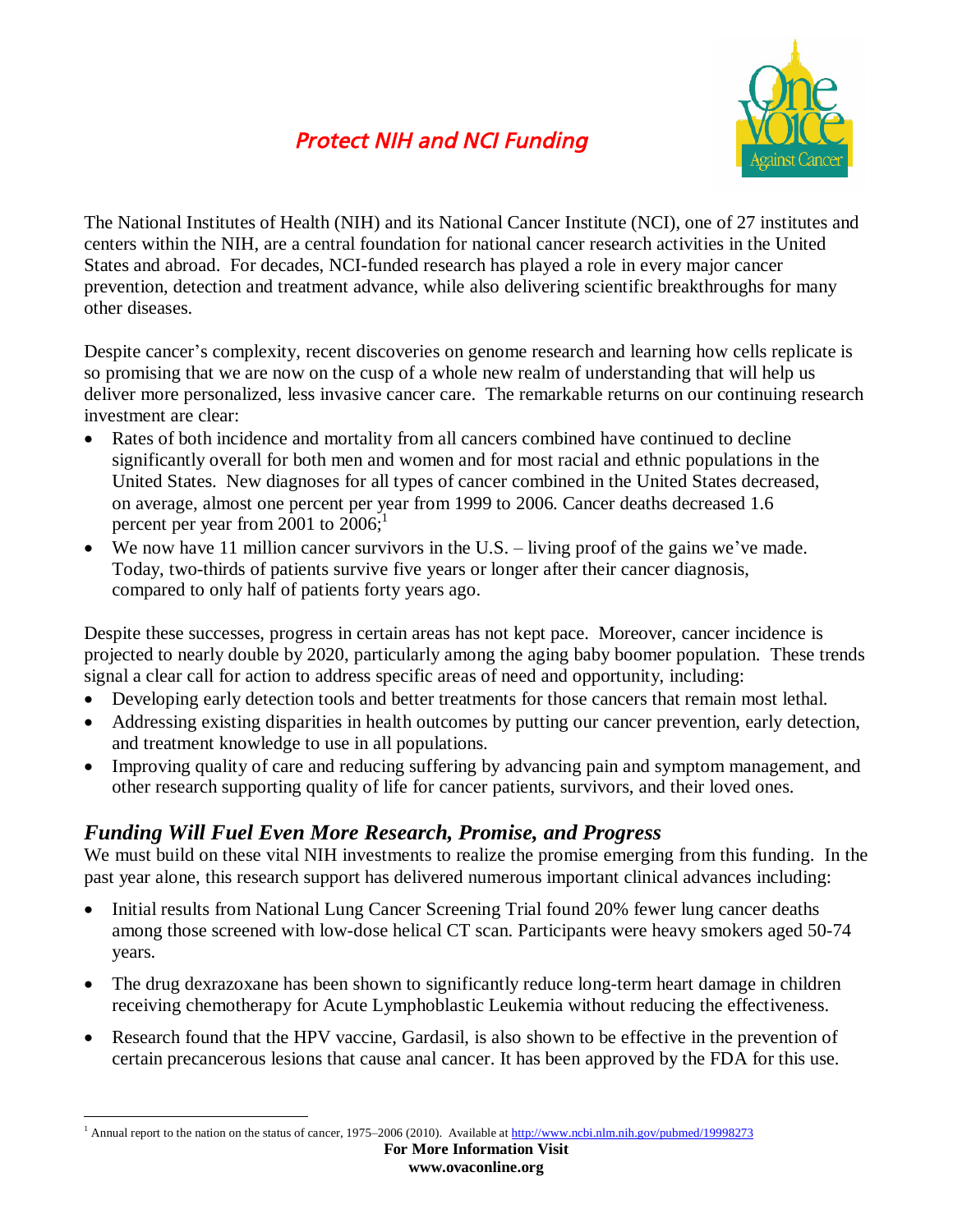# Protect NIH and NCI Funding

The National Institutes of Health (NIH) and its National Cancer Institute (NCI), one of 27 institutes and centers within the NIH, are a central foundation for national cancer research activities in the United States and abroad. For decades, NCI-funded research has played a role in every major cancer prevention, detection and treatment advance, while also delivering scientific breakthroughs for many other diseases.

Despite cancer's complexity, recent discoveries on genome research and learning how cells replicate is so promising that we are now on the cusp of a whole new realm of understanding that will help us deliver more personalized, less invasive cancer care. The remarkable returns on our continuing research investment are clear:

- Rates of both incidence and mortality from all cancers combined have continued to decline significantly overall for both men and women and for most racial and ethnic populations in the United States. New diagnoses for all types of cancer combined in the United States decreased, on average, almost one percent per year from 1999 to 2006. Cancer deaths decreased 1.6 percent per year from 2001 to 2006;[1]
- We now have 11 million cancer survivors in the U.S. – living proof of the gains we've made. Today, two-thirds of patients survive five years or longer after their cancer diagnosis, compared to only half of patients forty years ago.

Despite these successes, progress in certain areas has not kept pace. Moreover, cancer incidence is projected to nearly double by 2020, particularly among the aging baby boomer population. These trends signal a clear call for action to address specific areas of need and opportunity, including:

- Developing early detection tools and better treatments for those cancers that remain most lethal.
- Addressing existing disparities in health outcomes by putting our cancer prevention, early detection, and treatment knowledge to use in all populations.
- Improving quality of care and reducing suffering by advancing pain and symptom management, and other research supporting quality of life for cancer patients, survivors, and their loved ones.

## *Funding Will Fuel Even More Research, Promise, and Progress*

We must build on these vital NIH investments to realize the promise emerging from this funding. In the past year alone, this research support has delivered numerous important clinical advances including:

- Initial results from National Lung Cancer Screening Trial found 20% fewer lung cancer deaths among those screened with low-dose helical CT scan. Participants were heavy smokers aged 50-74 years.
- The drug dexrazoxane has been shown to significantly reduce long-term heart damage in children receiving chemotherapy for Acute Lymphoblastic Leukemia without reducing the effectiveness.
- Research found that the HPV vaccine, Gardasil, is also shown to be effective in the prevention of certain precancerous lesions that cause anal cancer. It has been approved by the FDA for this use.

[1] Annual report to the nation on the status of cancer, 1975–2006 (2010). Available at http://www.ncbi.nlm.nih.gov/pubmed/19998273

**For More Information Visit**
**www.ovaconline.org**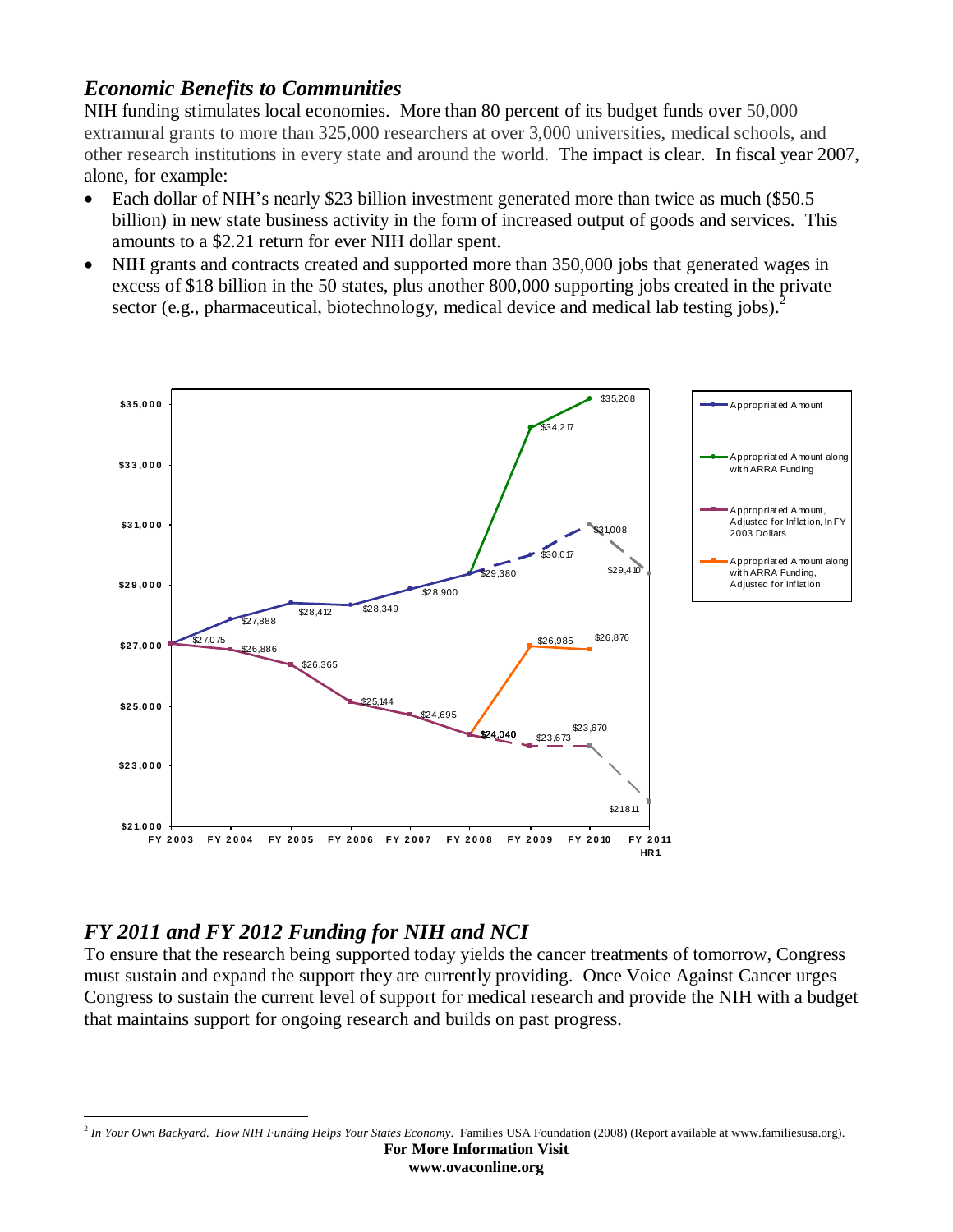## *Economic Benefits to Communities*

NIH funding stimulates local economies. More than 80 percent of its budget funds over 50,000 extramural grants to more than 325,000 researchers at over 3,000 universities, medical schools, and other research institutions in every state and around the world. The impact is clear. In fiscal year 2007, alone, for example:

- Each dollar of NIH's nearly $23 billion investment generated more than twice as much ($50.5 billion) in new state business activity in the form of increased output of goods and services. This amounts to a $2.21 return for ever NIH dollar spent.
- NIH grants and contracts created and supported more than 350,000 jobs that generated wages in excess of $18 billion in the 50 states, plus another 800,000 supporting jobs created in the private sector (e.g., pharmaceutical, biotechnology, medical device and medical lab testing jobs).[2]

$35,000
$33,000
$31,000
$29,000
$27,000
$25,000
$23,000
$21,000

FY 2003 FY 2004 FY 2005 FY 2006 FY 2007 FY 2008 FY 2009 FY 2010 FY 2011 HR1

$27,075 $27,888 $28,412 $28,349 $28,900 $29,380 $30,017 $31,008 $29,410 $34,217 $35,208

$26,886 $26,365 $25,144 $24,695 $24,040 $23,673 $23,670 $21,811 $26,985 $26,876

Appropriated Amount
Appropriated Amount along with ARRA Funding
Appropriated Amount, Adjusted for Inflation, In FY 2003 Dollars
Appropriated Amount along with ARRA Funding, Adjusted for Inflation

## *FY 2011 and FY 2012 Funding for NIH and NCI*

To ensure that the research being supported today yields the cancer treatments of tomorrow, Congress must sustain and expand the support they are currently providing. Once Voice Against Cancer urges Congress to sustain the current level of support for medical research and provide the NIH with a budget that maintains support for ongoing research and builds on past progress.

[2] *In Your Own Backyard. How NIH Funding Helps Your States Economy*. Families USA Foundation (2008) (Report available at www.familiesusa.org).

**For More Information Visit**
**www.ovaconline.org**